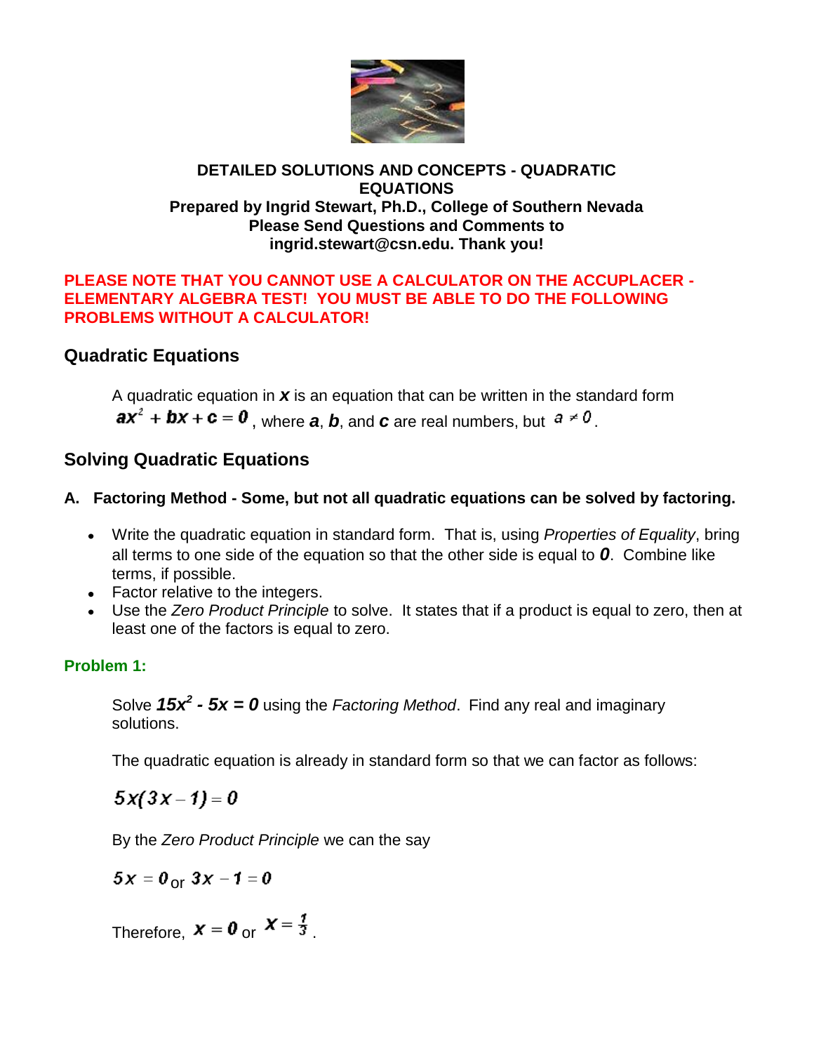**DETAILED SOLUTIONS AND CONCEPTS - QUADRATIC EQUATIONS**
**Prepared by Ingrid Stewart, Ph.D., College of Southern Nevada**
**Please Send Questions and Comments to ingrid.stewart@csn.edu. Thank you!**

**PLEASE NOTE THAT YOU CANNOT USE A CALCULATOR ON THE ACCUPLACER - ELEMENTARY ALGEBRA TEST! YOU MUST BE ABLE TO DO THE FOLLOWING PROBLEMS WITHOUT A CALCULATOR!**

## Quadratic Equations

A quadratic equation in $x$ is an equation that can be written in the standard form $ax^2 + bx + c = 0$, where $a$, $b$, and $c$ are real numbers, but $a \neq 0$.

## Solving Quadratic Equations

**A. Factoring Method - Some, but not all quadratic equations can be solved by factoring.**

- Write the quadratic equation in standard form. That is, using *Properties of Equality*, bring all terms to one side of the equation so that the other side is equal to $0$. Combine like terms, if possible.
- Factor relative to the integers.
- Use the *Zero Product Principle* to solve. It states that if a product is equal to zero, then at least one of the factors is equal to zero.

**Problem 1:**

Solve $15x^2 - 5x = 0$ using the *Factoring Method*. Find any real and imaginary solutions.

The quadratic equation is already in standard form so that we can factor as follows:

$$5x(3x - 1) = 0$$

By the *Zero Product Principle* we can the say

$5x = 0$ or $3x - 1 = 0$

Therefore, $x = 0$ or $x = \frac{1}{3}$.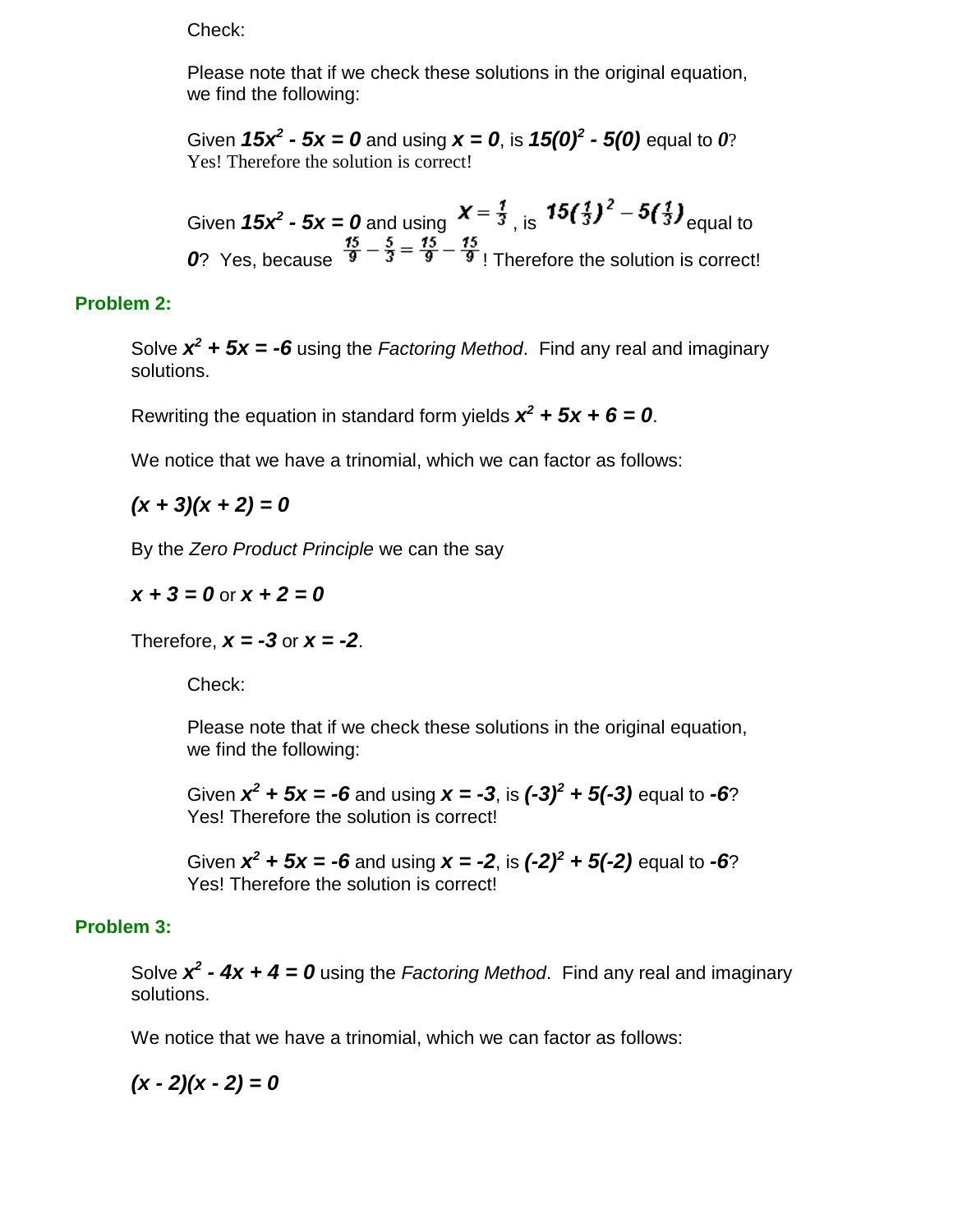Check:

Please note that if we check these solutions in the original equation, we find the following:

Given $15x^2 - 5x = 0$ and using $x = 0$, is $15(0)^2 - 5(0)$ equal to $0$? Yes! Therefore the solution is correct!

Given $15x^2 - 5x = 0$ and using $x = \frac{1}{3}$, is $15(\frac{1}{3})^2 - 5(\frac{1}{3})$ equal to $0$? Yes, because $\frac{15}{9} - \frac{5}{3} = \frac{15}{9} - \frac{15}{9}$! Therefore the solution is correct!

**Problem 2:**

Solve $x^2 + 5x = -6$ using the *Factoring Method*. Find any real and imaginary solutions.

Rewriting the equation in standard form yields $x^2 + 5x + 6 = 0$.

We notice that we have a trinomial, which we can factor as follows:

$(x + 3)(x + 2) = 0$

By the *Zero Product Principle* we can the say

$x + 3 = 0$ or $x + 2 = 0$

Therefore, $x = -3$ or $x = -2$.

Check:

Please note that if we check these solutions in the original equation, we find the following:

Given $x^2 + 5x = -6$ and using $x = -3$, is $(-3)^2 + 5(-3)$ equal to $-6$? Yes! Therefore the solution is correct!

Given $x^2 + 5x = -6$ and using $x = -2$, is $(-2)^2 + 5(-2)$ equal to $-6$? Yes! Therefore the solution is correct!

**Problem 3:**

Solve $x^2 - 4x + 4 = 0$ using the *Factoring Method*. Find any real and imaginary solutions.

We notice that we have a trinomial, which we can factor as follows:

$(x - 2)(x - 2) = 0$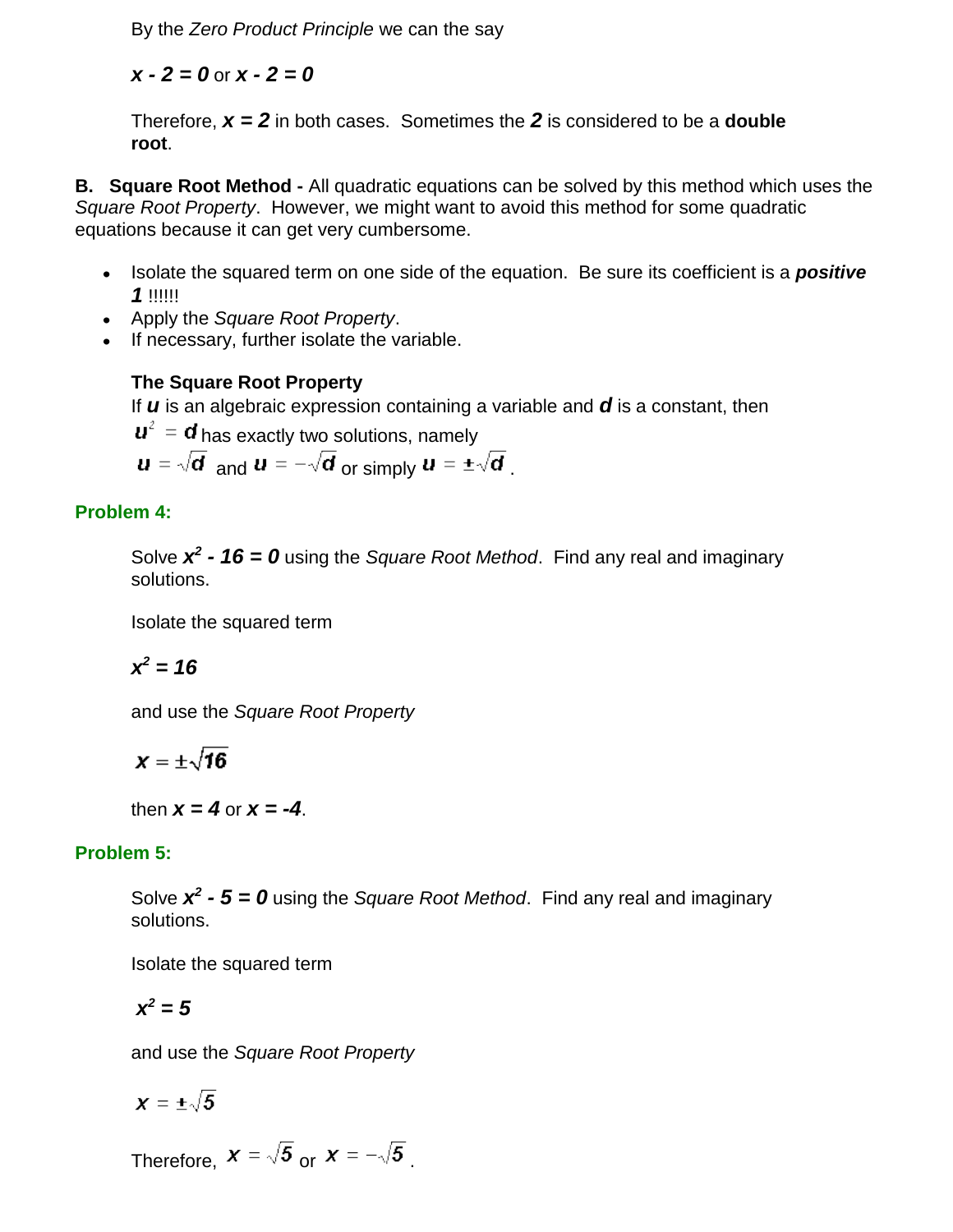By the *Zero Product Principle* we can the say

$x - 2 = 0$ or $x - 2 = 0$

Therefore, $x = 2$ in both cases. Sometimes the $2$ is considered to be a **double root**.

**B. Square Root Method -** All quadratic equations can be solved by this method which uses the *Square Root Property*. However, we might want to avoid this method for some quadratic equations because it can get very cumbersome.

- Isolate the squared term on one side of the equation. Be sure its coefficient is a ***positive 1*** !!!!!!
- Apply the *Square Root Property*.
- If necessary, further isolate the variable.

**The Square Root Property**
If $u$ is an algebraic expression containing a variable and $d$ is a constant, then
$u^2 = d$ has exactly two solutions, namely
$u = \sqrt{d}$ and $u = -\sqrt{d}$ or simply $u = \pm\sqrt{d}$.

**Problem 4:**

Solve $x^2 - 16 = 0$ using the *Square Root Method*. Find any real and imaginary solutions.

Isolate the squared term

$$x^2 = 16$$

and use the *Square Root Property*

$$x = \pm\sqrt{16}$$

then $x = 4$ or $x = -4$.

**Problem 5:**

Solve $x^2 - 5 = 0$ using the *Square Root Method*. Find any real and imaginary solutions.

Isolate the squared term

$$x^2 = 5$$

and use the *Square Root Property*

$$x = \pm\sqrt{5}$$

Therefore, $x = \sqrt{5}$ or $x = -\sqrt{5}$.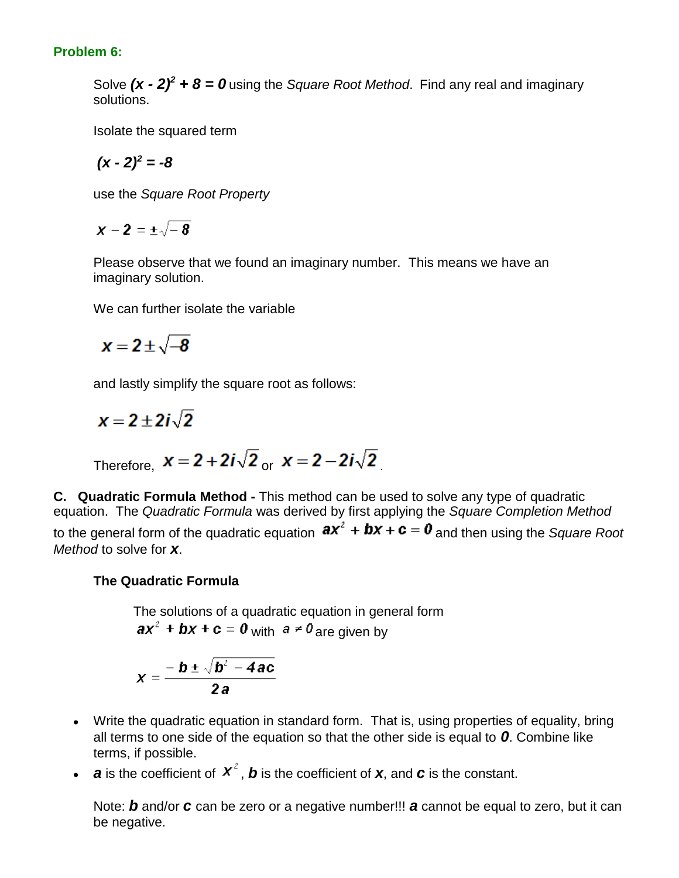**Problem 6:**

Solve ***$(x - 2)^2 + 8 = 0$*** using the *Square Root Method*. Find any real and imaginary solutions.

Isolate the squared term

$$(x - 2)^2 = -8$$

use the *Square Root Property*

$$x - 2 = \pm\sqrt{-8}$$

Please observe that we found an imaginary number. This means we have an imaginary solution.

We can further isolate the variable

$$x = 2 \pm \sqrt{-8}$$

and lastly simplify the square root as follows:

$$x = 2 \pm 2i\sqrt{2}$$

Therefore, $x = 2 + 2i\sqrt{2}$ or $x = 2 - 2i\sqrt{2}$.

**C. Quadratic Formula Method -** This method can be used to solve any type of quadratic equation. The *Quadratic Formula* was derived by first applying the *Square Completion Method* to the general form of the quadratic equation $ax^2 + bx + c = 0$ and then using the *Square Root Method* to solve for ***x***.

**The Quadratic Formula**

The solutions of a quadratic equation in general form $ax^2 + bx + c = 0$ with $a \neq 0$ are given by

$$x = \frac{-b \pm \sqrt{b^2 - 4ac}}{2a}$$

- Write the quadratic equation in standard form. That is, using properties of equality, bring all terms to one side of the equation so that the other side is equal to ***0***. Combine like terms, if possible.
- ***a*** is the coefficient of $x^2$, ***b*** is the coefficient of ***x***, and ***c*** is the constant.

  Note: ***b*** and/or ***c*** can be zero or a negative number!!! ***a*** cannot be equal to zero, but it can be negative.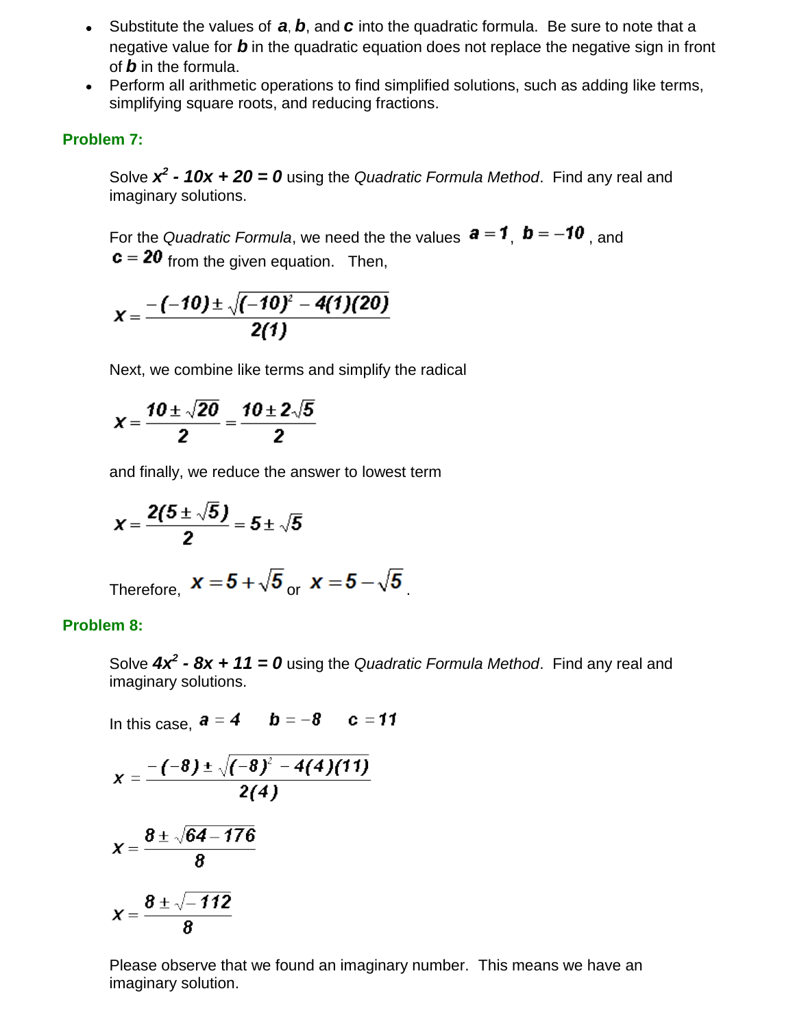- Substitute the values of ***a***, ***b***, and ***c*** into the quadratic formula. Be sure to note that a negative value for ***b*** in the quadratic equation does not replace the negative sign in front of ***b*** in the formula.
- Perform all arithmetic operations to find simplified solutions, such as adding like terms, simplifying square roots, and reducing fractions.

### Problem 7:

Solve $x^2 - 10x + 20 = 0$ using the *Quadratic Formula Method*. Find any real and imaginary solutions.

For the *Quadratic Formula*, we need the the values $a = 1$, $b = -10$, and $c = 20$ from the given equation. Then,

$$x = \frac{-(-10) \pm \sqrt{(-10)^2 - 4(1)(20)}}{2(1)}$$

Next, we combine like terms and simplify the radical

$$x = \frac{10 \pm \sqrt{20}}{2} = \frac{10 \pm 2\sqrt{5}}{2}$$

and finally, we reduce the answer to lowest term

$$x = \frac{2(5 \pm \sqrt{5})}{2} = 5 \pm \sqrt{5}$$

Therefore, $x = 5 + \sqrt{5}$ or $x = 5 - \sqrt{5}$.

### Problem 8:

Solve $4x^2 - 8x + 11 = 0$ using the *Quadratic Formula Method*. Find any real and imaginary solutions.

In this case, $a = 4 \quad b = -8 \quad c = 11$

$$x = \frac{-(-8) \pm \sqrt{(-8)^2 - 4(4)(11)}}{2(4)}$$

$$x = \frac{8 \pm \sqrt{64 - 176}}{8}$$

$$x = \frac{8 \pm \sqrt{-112}}{8}$$

Please observe that we found an imaginary number. This means we have an imaginary solution.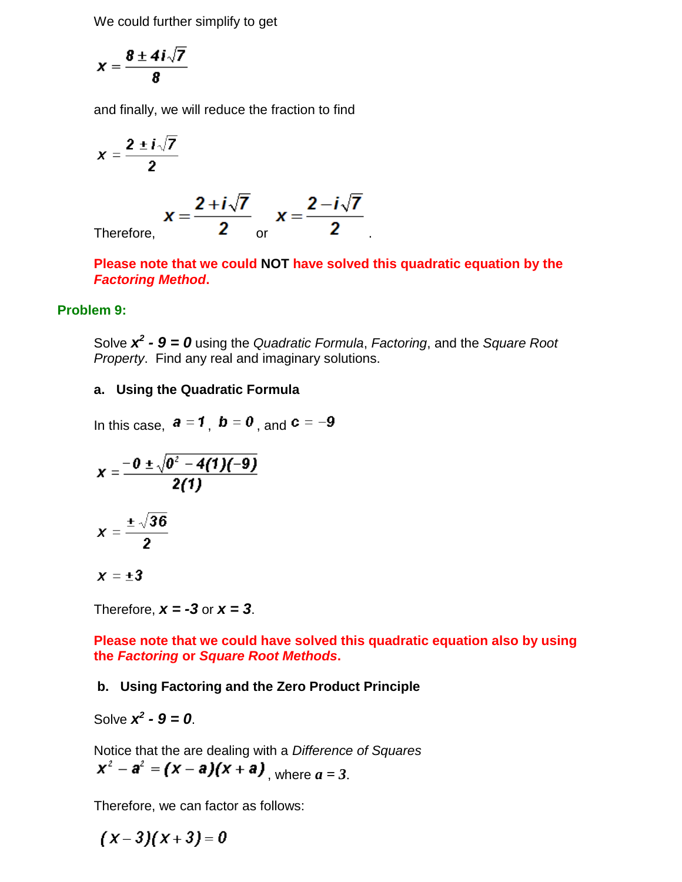We could further simplify to get

$$x = \frac{8 \pm 4i\sqrt{7}}{8}$$

and finally, we will reduce the fraction to find

$$x = \frac{2 \pm i\sqrt{7}}{2}$$

Therefore, $x = \dfrac{2 + i\sqrt{7}}{2}$ or $x = \dfrac{2 - i\sqrt{7}}{2}$.

**Please note that we could NOT have solved this quadratic equation by the *Factoring Method*.**

**Problem 9:**

Solve $x^2 - 9 = 0$ using the *Quadratic Formula*, *Factoring*, and the *Square Root Property*. Find any real and imaginary solutions.

**a. Using the Quadratic Formula**

In this case, $a = 1$, $b = 0$, and $c = -9$

$$x = \frac{-0 \pm \sqrt{0^2 - 4(1)(-9)}}{2(1)}$$

$$x = \frac{\pm\sqrt{36}}{2}$$

$$x = \pm 3$$

Therefore, $x = -3$ or $x = 3$.

**Please note that we could have solved this quadratic equation also by using the *Factoring* or *Square Root Methods*.**

**b. Using Factoring and the Zero Product Principle**

Solve $x^2 - 9 = 0$.

Notice that the are dealing with a *Difference of Squares* $x^2 - a^2 = (x - a)(x + a)$, where $a = 3$.

Therefore, we can factor as follows:

$$(x - 3)(x + 3) = 0$$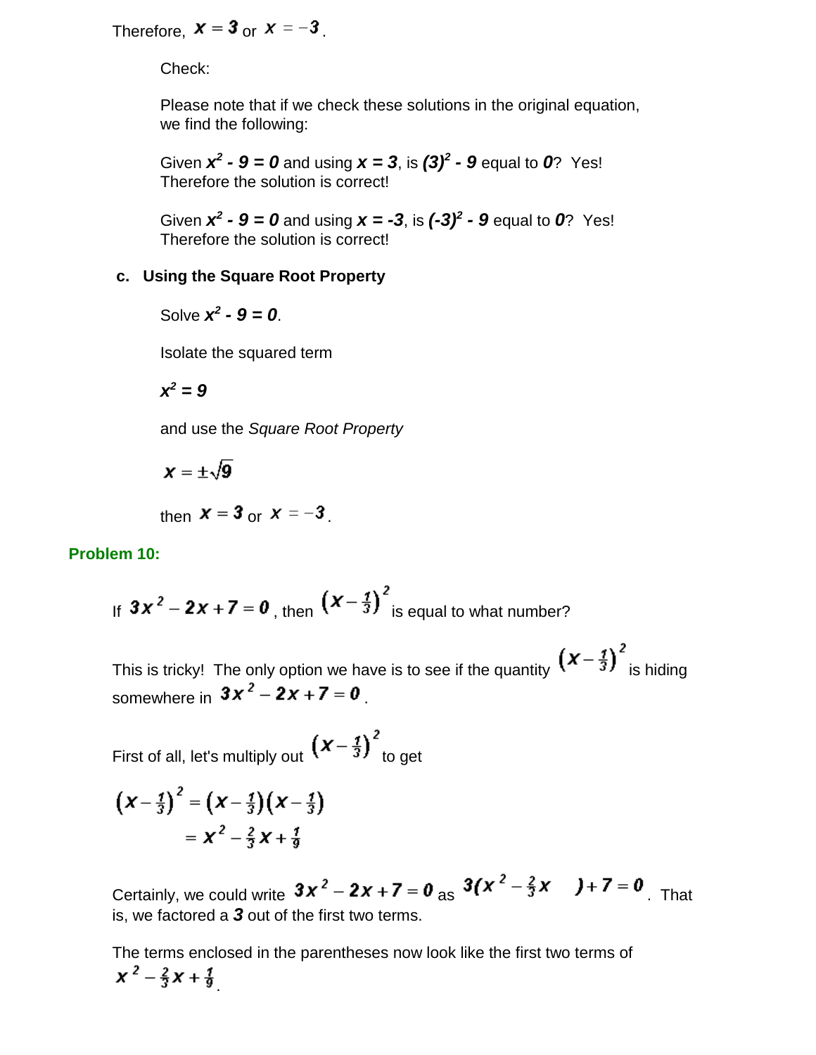Therefore, $x = 3$ or $x = -3$.

Check:

Please note that if we check these solutions in the original equation, we find the following:

Given $x^2 - 9 = 0$ and using $x = 3$, is $(3)^2 - 9$ equal to $0$? Yes! Therefore the solution is correct!

Given $x^2 - 9 = 0$ and using $x = -3$, is $(-3)^2 - 9$ equal to $0$? Yes! Therefore the solution is correct!

**c. Using the Square Root Property**

Solve $x^2 - 9 = 0$.

Isolate the squared term

$x^2 = 9$

and use the *Square Root Property*

$$x = \pm\sqrt{9}$$

then $x = 3$ or $x = -3$.

**Problem 10:**

If $3x^2 - 2x + 7 = 0$, then $\left(x - \frac{1}{3}\right)^2$ is equal to what number?

This is tricky! The only option we have is to see if the quantity $\left(x - \frac{1}{3}\right)^2$ is hiding somewhere in $3x^2 - 2x + 7 = 0$.

First of all, let's multiply out $\left(x - \frac{1}{3}\right)^2$ to get

$$\begin{aligned}\left(x - \tfrac{1}{3}\right)^2 &= \left(x - \tfrac{1}{3}\right)\left(x - \tfrac{1}{3}\right) \\ &= x^2 - \tfrac{2}{3}x + \tfrac{1}{9}\end{aligned}$$

Certainly, we could write $3x^2 - 2x + 7 = 0$ as $3\left(x^2 - \frac{2}{3}x \quad\right) + 7 = 0$. That is, we factored a $3$ out of the first two terms.

The terms enclosed in the parentheses now look like the first two terms of $x^2 - \frac{2}{3}x + \frac{1}{9}$.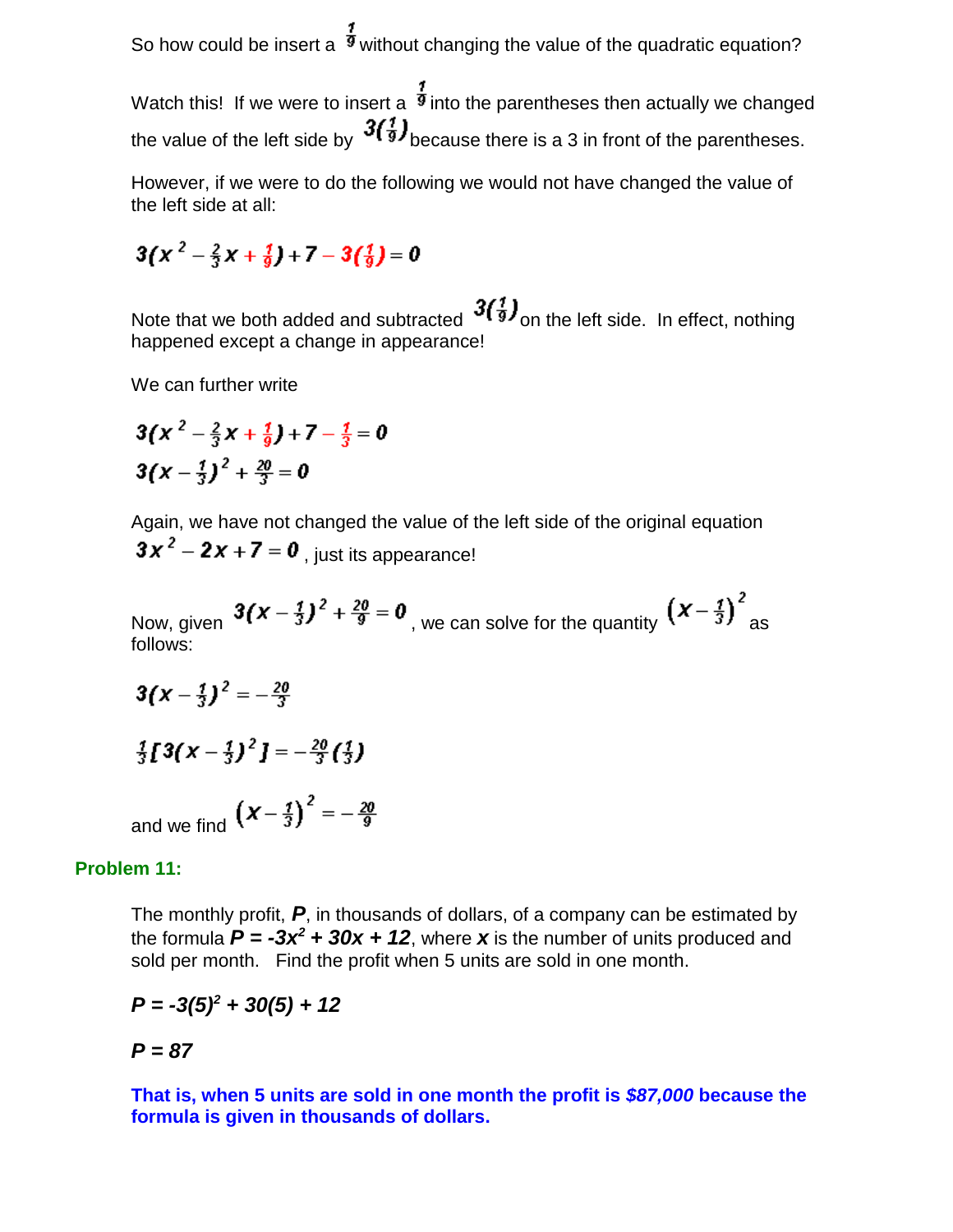So how could be insert a $\frac{1}{9}$ without changing the value of the quadratic equation?

Watch this! If we were to insert a $\frac{1}{9}$ into the parentheses then actually we changed the value of the left side by $3(\frac{1}{9})$ because there is a 3 in front of the parentheses.

However, if we were to do the following we would not have changed the value of the left side at all:

$$3(x^2 - \tfrac{2}{3}x + \tfrac{1}{9}) + 7 - 3(\tfrac{1}{9}) = 0$$

Note that we both added and subtracted $3(\frac{1}{9})$ on the left side. In effect, nothing happened except a change in appearance!

We can further write

$$3(x^2 - \tfrac{2}{3}x + \tfrac{1}{9}) + 7 - \tfrac{1}{3} = 0$$

$$3(x - \tfrac{1}{3})^2 + \tfrac{20}{3} = 0$$

Again, we have not changed the value of the left side of the original equation $3x^2 - 2x + 7 = 0$ , just its appearance!

Now, given $3(x - \frac{1}{3})^2 + \frac{20}{9} = 0$ , we can solve for the quantity $(x - \frac{1}{3})^2$ as follows:

$$3(x - \tfrac{1}{3})^2 = -\tfrac{20}{3}$$

$$\tfrac{1}{3}[3(x - \tfrac{1}{3})^2] = -\tfrac{20}{3}(\tfrac{1}{3})$$

and we find $(x - \frac{1}{3})^2 = -\frac{20}{9}$

**Problem 11:**

The monthly profit, ***P***, in thousands of dollars, of a company can be estimated by the formula $P = -3x^2 + 30x + 12$, where ***x*** is the number of units produced and sold per month. Find the profit when 5 units are sold in one month.

$$P = -3(5)^2 + 30(5) + 12$$

$$P = 87$$

**That is, when 5 units are sold in one month the profit is *$87,000* because the formula is given in thousands of dollars.**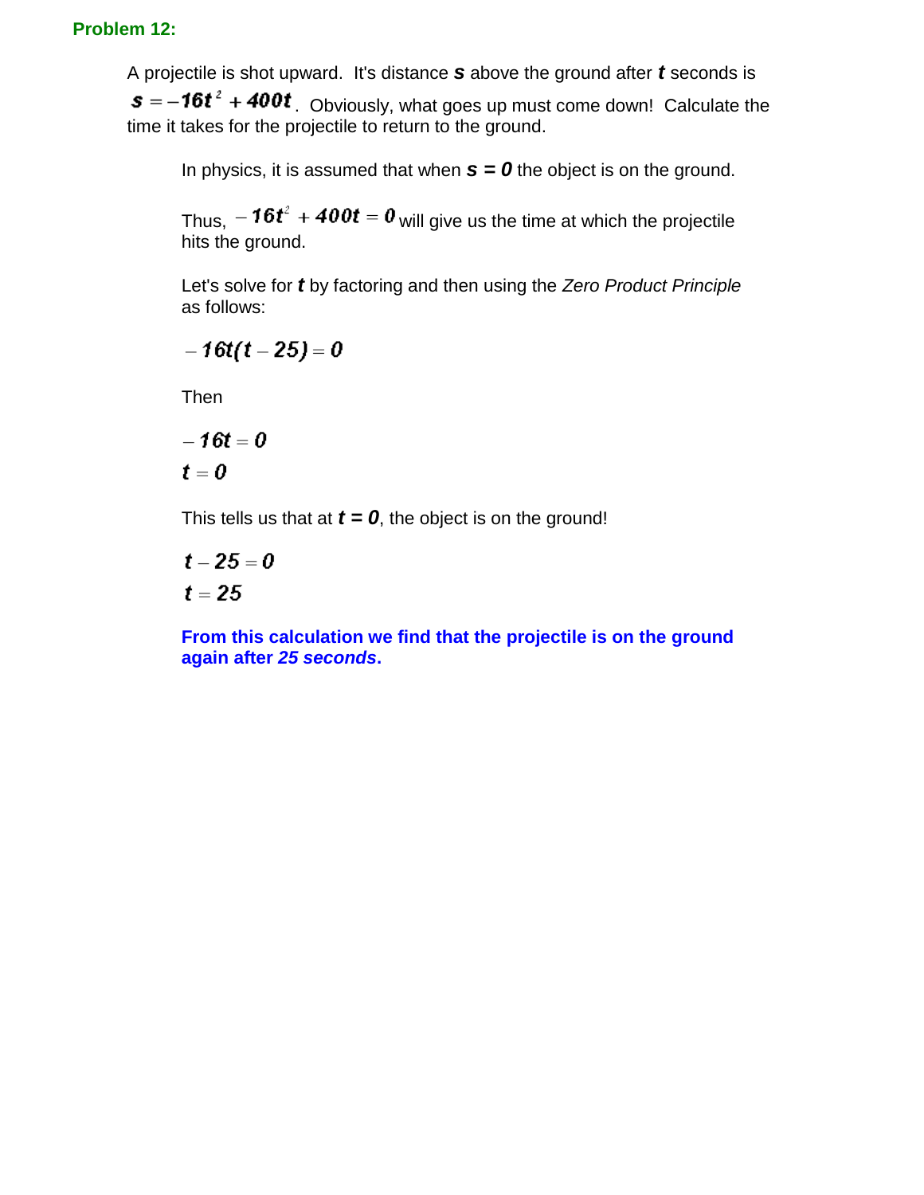**Problem 12:**

A projectile is shot upward. It's distance $s$ above the ground after $t$ seconds is $s = -16t^2 + 400t$. Obviously, what goes up must come down! Calculate the time it takes for the projectile to return to the ground.

In physics, it is assumed that when $s = 0$ the object is on the ground.

Thus, $-16t^2 + 400t = 0$ will give us the time at which the projectile hits the ground.

Let's solve for $t$ by factoring and then using the *Zero Product Principle* as follows:

$$-16t(t - 25) = 0$$

Then

$$-16t = 0$$
$$t = 0$$

This tells us that at $t = 0$, the object is on the ground!

$$t - 25 = 0$$
$$t = 25$$

**From this calculation we find that the projectile is on the ground again after *25 seconds*.**